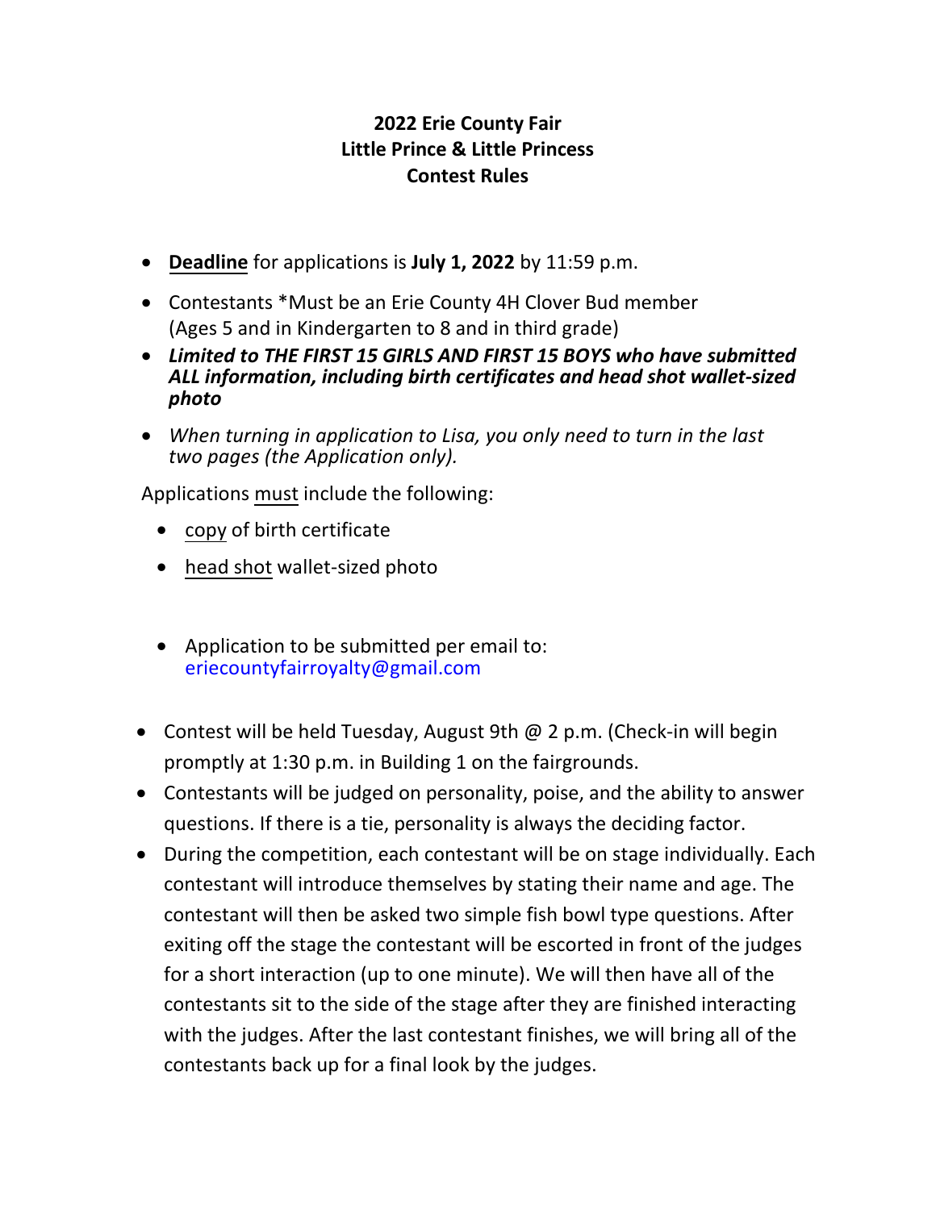# 2022 Erie County Fair
# Little Prince & Little Princess
# Contest Rules

- <u>**Deadline**</u> for applications is **July 1, 2022** by 11:59 p.m.
- Contestants *Must be an Erie County 4H Clover Bud member (Ages 5 and in Kindergarten to 8 and in third grade)
- ***Limited to THE FIRST 15 GIRLS AND FIRST 15 BOYS who have submitted ALL information, including birth certificates and head shot wallet-sized photo***
- *When turning in application to Lisa, you only need to turn in the last two pages (the Application only).*

Applications <u>must</u> include the following:

- <u>copy</u> of birth certificate
- <u>head shot</u> wallet-sized photo
- Application to be submitted per email to: eriecountyfairroyalty@gmail.com

- Contest will be held Tuesday, August 9th @ 2 p.m. (Check-in will begin promptly at 1:30 p.m. in Building 1 on the fairgrounds.
- Contestants will be judged on personality, poise, and the ability to answer questions. If there is a tie, personality is always the deciding factor.
- During the competition, each contestant will be on stage individually. Each contestant will introduce themselves by stating their name and age. The contestant will then be asked two simple fish bowl type questions. After exiting off the stage the contestant will be escorted in front of the judges for a short interaction (up to one minute). We will then have all of the contestants sit to the side of the stage after they are finished interacting with the judges. After the last contestant finishes, we will bring all of the contestants back up for a final look by the judges.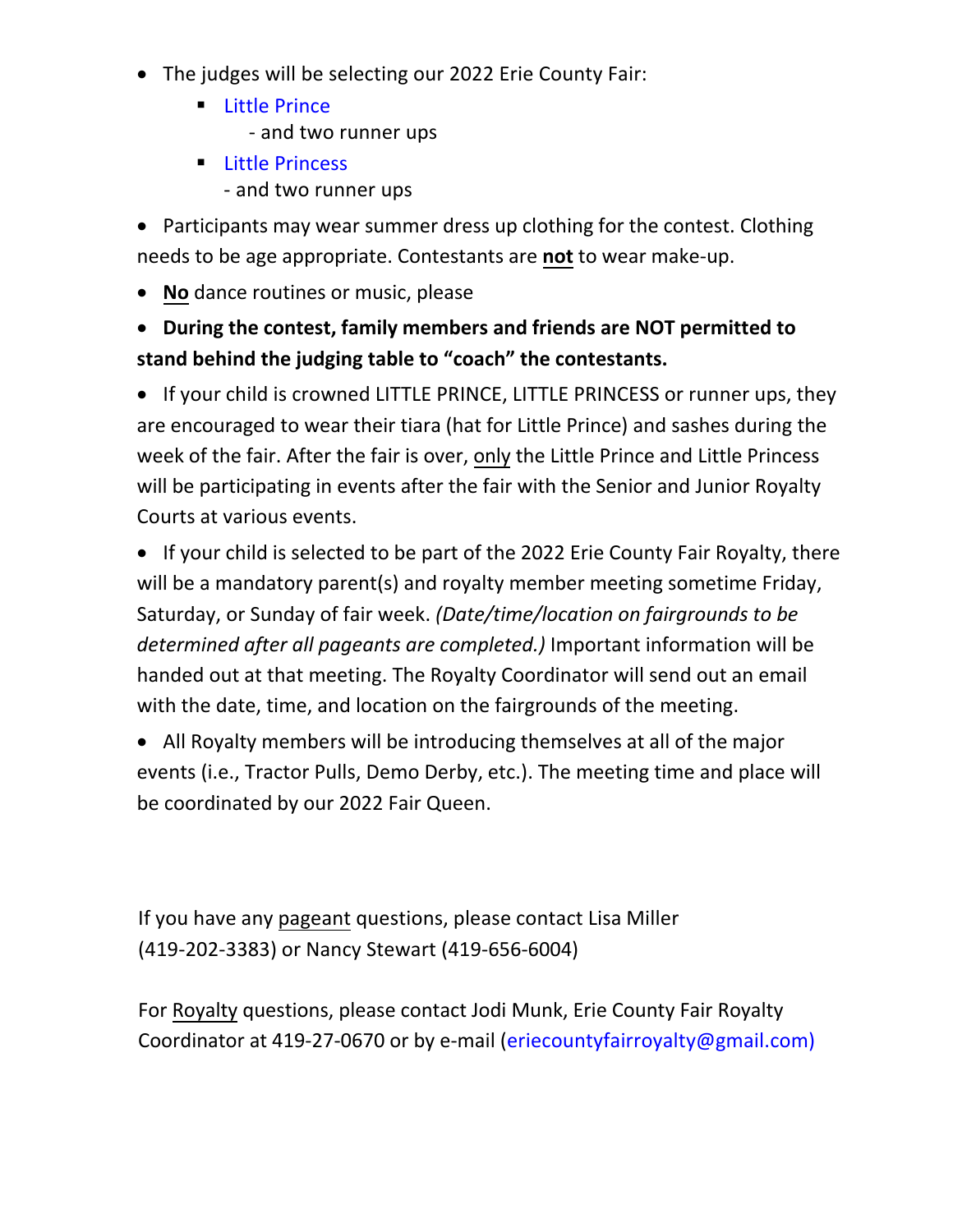- The judges will be selecting our 2022 Erie County Fair:
  - Little Prince
    - and two runner ups
  - Little Princess
    - and two runner ups
- Participants may wear summer dress up clothing for the contest. Clothing needs to be age appropriate. Contestants are **not** to wear make-up.
- **No** dance routines or music, please
- **During the contest, family members and friends are NOT permitted to stand behind the judging table to "coach" the contestants.**
- If your child is crowned LITTLE PRINCE, LITTLE PRINCESS or runner ups, they are encouraged to wear their tiara (hat for Little Prince) and sashes during the week of the fair. After the fair is over, only the Little Prince and Little Princess will be participating in events after the fair with the Senior and Junior Royalty Courts at various events.
- If your child is selected to be part of the 2022 Erie County Fair Royalty, there will be a mandatory parent(s) and royalty member meeting sometime Friday, Saturday, or Sunday of fair week. *(Date/time/location on fairgrounds to be determined after all pageants are completed.)* Important information will be handed out at that meeting. The Royalty Coordinator will send out an email with the date, time, and location on the fairgrounds of the meeting.
- All Royalty members will be introducing themselves at all of the major events (i.e., Tractor Pulls, Demo Derby, etc.). The meeting time and place will be coordinated by our 2022 Fair Queen.

If you have any pageant questions, please contact Lisa Miller (419-202-3383) or Nancy Stewart (419-656-6004)

For Royalty questions, please contact Jodi Munk, Erie County Fair Royalty Coordinator at 419-27-0670 or by e-mail (eriecountyfairroyalty@gmail.com)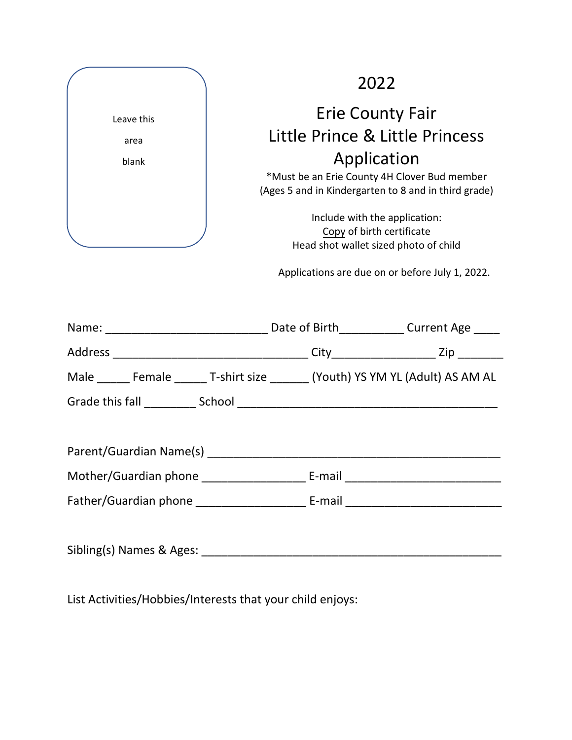Leave this

area

blank

# 2022

## Erie County Fair
## Little Prince & Little Princess
## Application

*Must be an Erie County 4H Clover Bud member
(Ages 5 and in Kindergarten to 8 and in third grade)

Include with the application:
Copy of birth certificate
Head shot wallet sized photo of child

Applications are due on or before July 1, 2022.

Name: ________________________ Date of Birth_________ Current Age ____

Address _____________________________ City_______________ Zip _______

Male _____ Female _____ T-shirt size ______ (Youth) YS YM YL (Adult) AS AM AL

Grade this fall ________ School _______________________________________

Parent/Guardian Name(s) ____________________________________________

Mother/Guardian phone _______________ E-mail _______________________

Father/Guardian phone ________________ E-mail _______________________

Sibling(s) Names & Ages: _____________________________________________

List Activities/Hobbies/Interests that your child enjoys: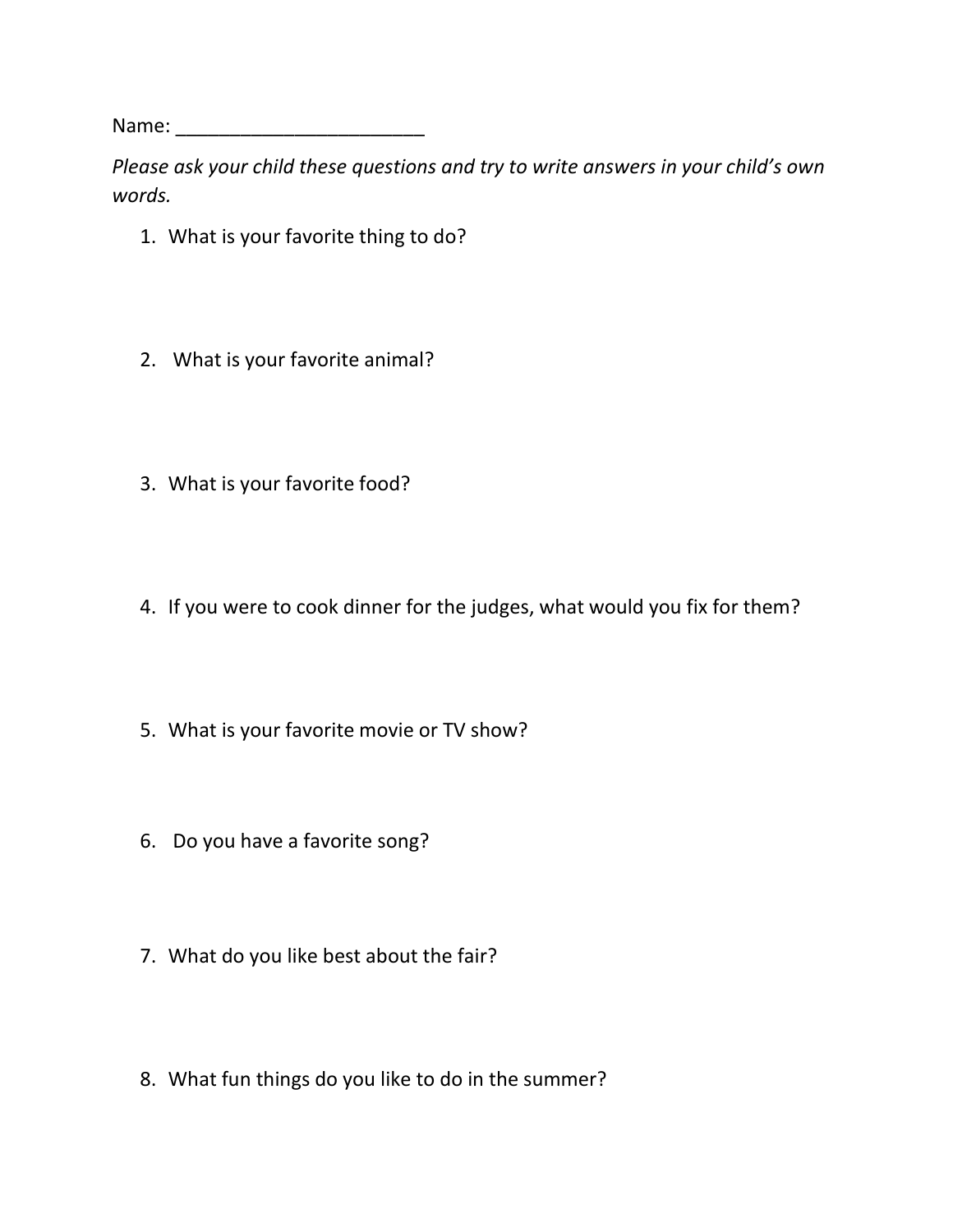Name: _______________________

*Please ask your child these questions and try to write answers in your child's own words.*

1. What is your favorite thing to do?

2. What is your favorite animal?

3. What is your favorite food?

4. If you were to cook dinner for the judges, what would you fix for them?

5. What is your favorite movie or TV show?

6. Do you have a favorite song?

7. What do you like best about the fair?

8. What fun things do you like to do in the summer?